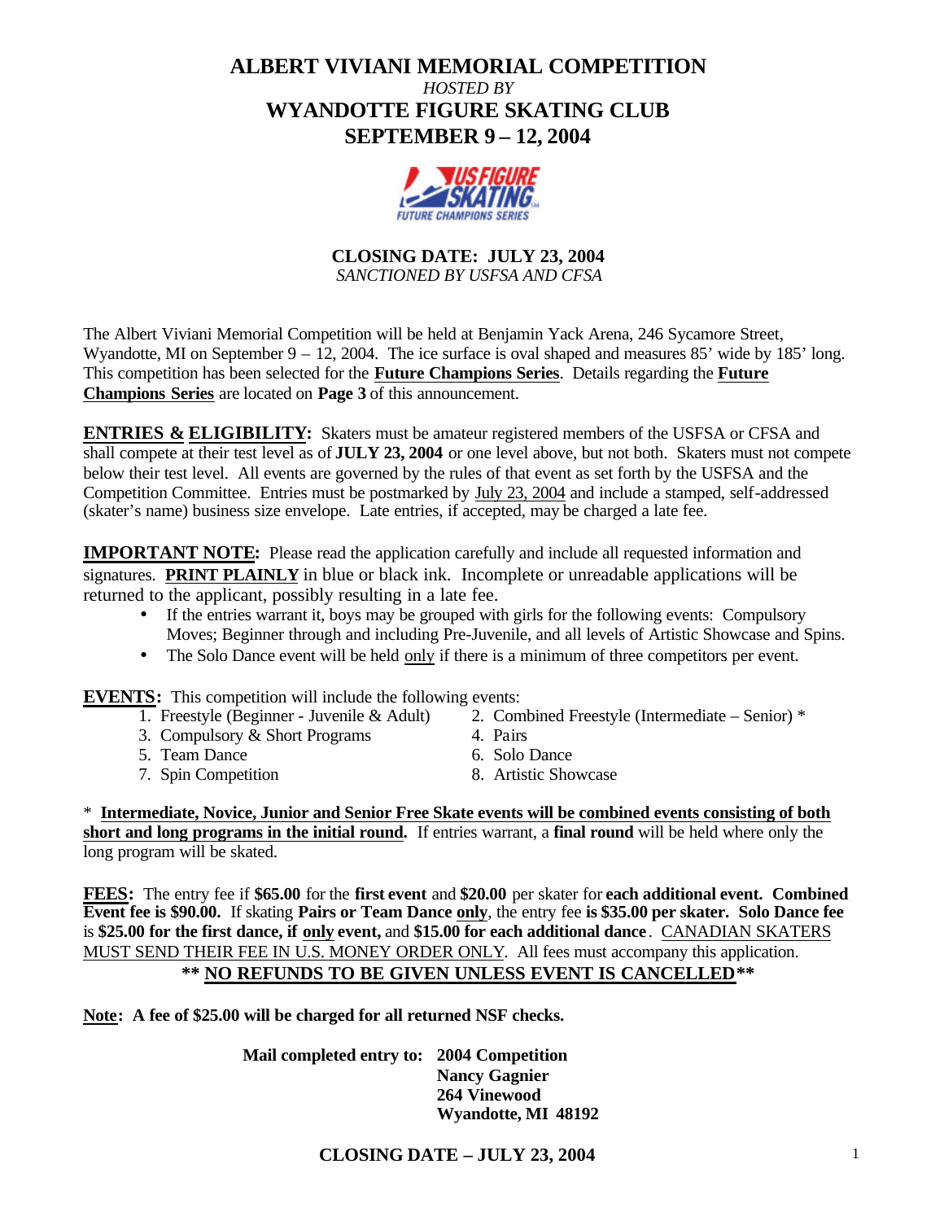# ALBERT VIVIANI MEMORIAL COMPETITION

*HOSTED BY*

## WYANDOTTE FIGURE SKATING CLUB

## SEPTEMBER 9 – 12, 2004

US FIGURE SKATING
FUTURE CHAMPIONS SERIES

**CLOSING DATE: JULY 23, 2004**

*SANCTIONED BY USFSA AND CFSA*

The Albert Viviani Memorial Competition will be held at Benjamin Yack Arena, 246 Sycamore Street, Wyandotte, MI on September 9 – 12, 2004. The ice surface is oval shaped and measures 85' wide by 185' long. This competition has been selected for the **Future Champions Series**. Details regarding the **Future Champions Series** are located on **Page 3** of this announcement.

**ENTRIES & ELIGIBILITY:** Skaters must be amateur registered members of the USFSA or CFSA and shall compete at their test level as of **JULY 23, 2004** or one level above, but not both. Skaters must not compete below their test level. All events are governed by the rules of that event as set forth by the USFSA and the Competition Committee. Entries must be postmarked by July 23, 2004 and include a stamped, self-addressed (skater's name) business size envelope. Late entries, if accepted, may be charged a late fee.

**IMPORTANT NOTE:** Please read the application carefully and include all requested information and signatures. **PRINT PLAINLY** in blue or black ink. Incomplete or unreadable applications will be returned to the applicant, possibly resulting in a late fee.

- If the entries warrant it, boys may be grouped with girls for the following events: Compulsory Moves; Beginner through and including Pre-Juvenile, and all levels of Artistic Showcase and Spins.
- The Solo Dance event will be held only if there is a minimum of three competitors per event.

**EVENTS:** This competition will include the following events:

1. Freestyle (Beginner - Juvenile & Adult)
2. Combined Freestyle (Intermediate – Senior) *
3. Compulsory & Short Programs
4. Pairs
5. Team Dance
6. Solo Dance
7. Spin Competition
8. Artistic Showcase

* **Intermediate, Novice, Junior and Senior Free Skate events will be combined events consisting of both short and long programs in the initial round.** If entries warrant, a **final round** will be held where only the long program will be skated.

**FEES:** The entry fee if **$65.00** for the **first event** and **$20.00** per skater for **each additional event. Combined Event fee is $90.00.** If skating **Pairs or Team Dance only**, the entry fee **is $35.00 per skater. Solo Dance fee** is **$25.00 for the first dance, if only event,** and **$15.00 for each additional dance**. CANADIAN SKATERS MUST SEND THEIR FEE IN U.S. MONEY ORDER ONLY. All fees must accompany this application.

**\*\* NO REFUNDS TO BE GIVEN UNLESS EVENT IS CANCELLED\*\***

**Note: A fee of $25.00 will be charged for all returned NSF checks.**

**Mail completed entry to:**
**2004 Competition**
**Nancy Gagnier**
**264 Vinewood**
**Wyandotte, MI 48192**

**CLOSING DATE – JULY 23, 2004**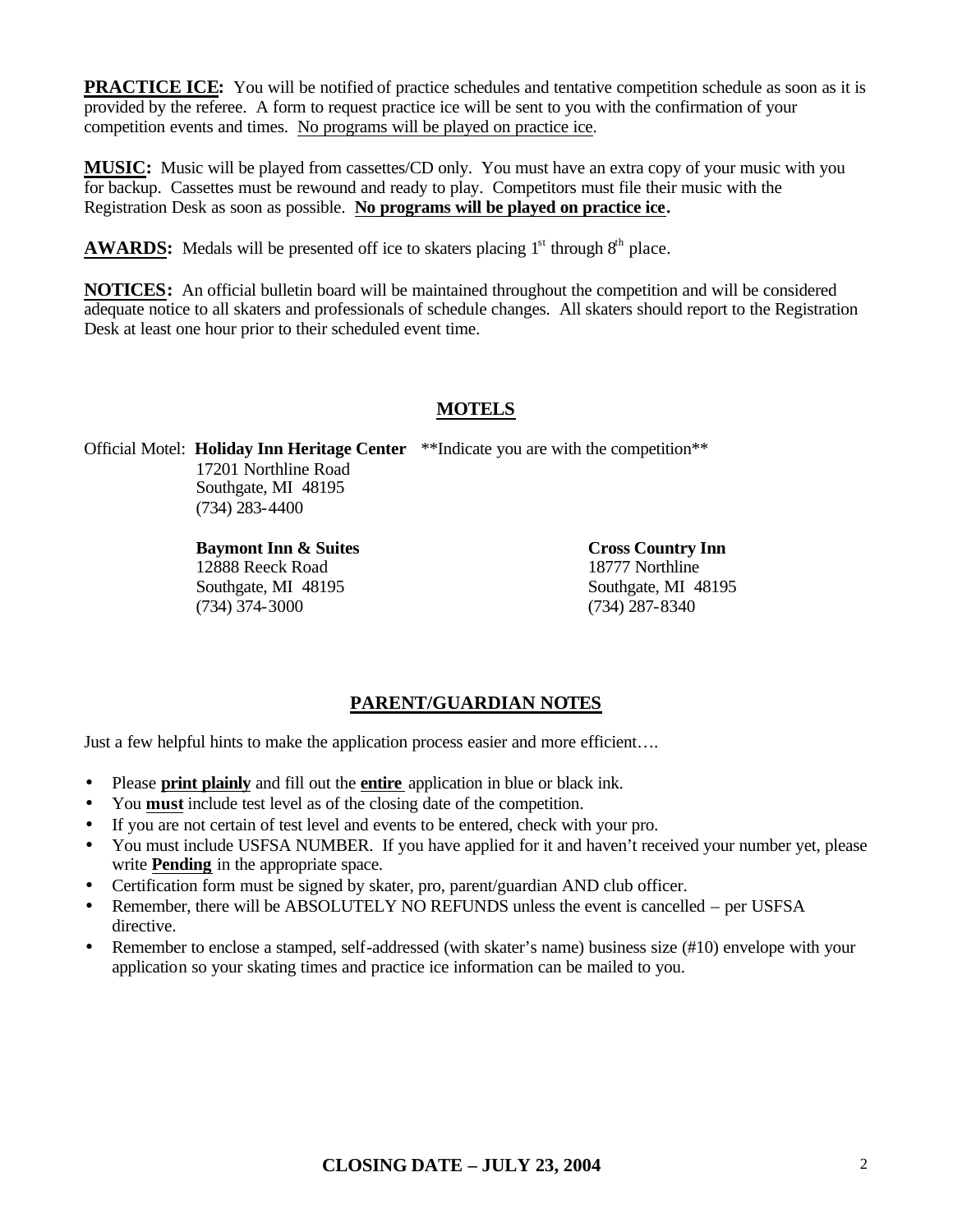**PRACTICE ICE:** You will be notified of practice schedules and tentative competition schedule as soon as it is provided by the referee. A form to request practice ice will be sent to you with the confirmation of your competition events and times. No programs will be played on practice ice.

**MUSIC:** Music will be played from cassettes/CD only. You must have an extra copy of your music with you for backup. Cassettes must be rewound and ready to play. Competitors must file their music with the Registration Desk as soon as possible. **No programs will be played on practice ice.**

**AWARDS:** Medals will be presented off ice to skaters placing 1st through 8th place.

**NOTICES:** An official bulletin board will be maintained throughout the competition and will be considered adequate notice to all skaters and professionals of schedule changes. All skaters should report to the Registration Desk at least one hour prior to their scheduled event time.

## MOTELS

Official Motel: **Holiday Inn Heritage Center** **Indicate you are with the competition**
17201 Northline Road
Southgate, MI 48195
(734) 283-4400

**Baymont Inn & Suites**
12888 Reeck Road
Southgate, MI 48195
(734) 374-3000

**Cross Country Inn**
18777 Northline
Southgate, MI 48195
(734) 287-8340

## PARENT/GUARDIAN NOTES

Just a few helpful hints to make the application process easier and more efficient….

- Please **print plainly** and fill out the **entire** application in blue or black ink.
- You **must** include test level as of the closing date of the competition.
- If you are not certain of test level and events to be entered, check with your pro.
- You must include USFSA NUMBER. If you have applied for it and haven't received your number yet, please write **Pending** in the appropriate space.
- Certification form must be signed by skater, pro, parent/guardian AND club officer.
- Remember, there will be ABSOLUTELY NO REFUNDS unless the event is cancelled – per USFSA directive.
- Remember to enclose a stamped, self-addressed (with skater's name) business size (#10) envelope with your application so your skating times and practice ice information can be mailed to you.

**CLOSING DATE – JULY 23, 2004**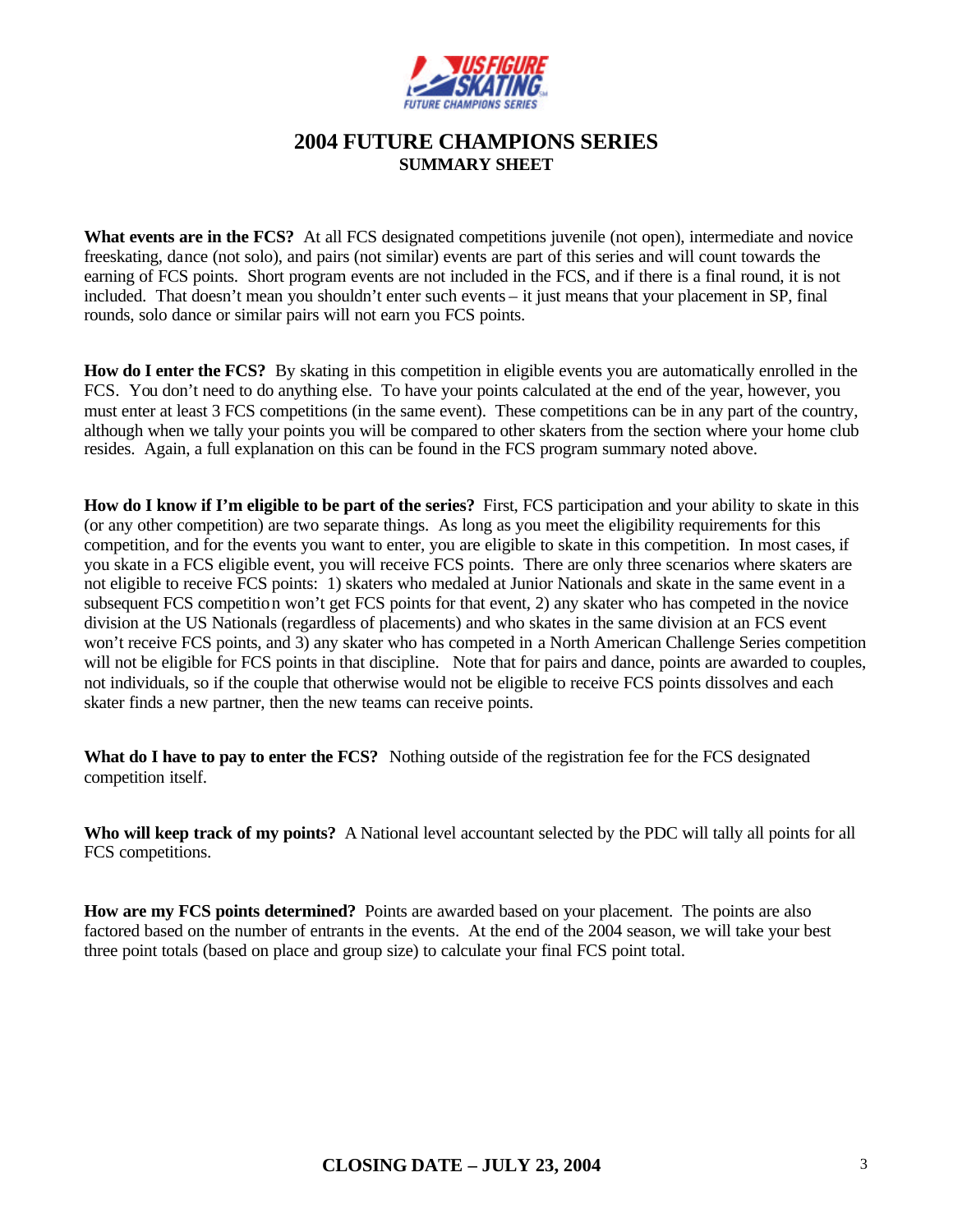# 2004 FUTURE CHAMPIONS SERIES

## SUMMARY SHEET

**What events are in the FCS?** At all FCS designated competitions juvenile (not open), intermediate and novice freeskating, dance (not solo), and pairs (not similar) events are part of this series and will count towards the earning of FCS points. Short program events are not included in the FCS, and if there is a final round, it is not included. That doesn't mean you shouldn't enter such events – it just means that your placement in SP, final rounds, solo dance or similar pairs will not earn you FCS points.

**How do I enter the FCS?** By skating in this competition in eligible events you are automatically enrolled in the FCS. You don't need to do anything else. To have your points calculated at the end of the year, however, you must enter at least 3 FCS competitions (in the same event). These competitions can be in any part of the country, although when we tally your points you will be compared to other skaters from the section where your home club resides. Again, a full explanation on this can be found in the FCS program summary noted above.

**How do I know if I'm eligible to be part of the series?** First, FCS participation and your ability to skate in this (or any other competition) are two separate things. As long as you meet the eligibility requirements for this competition, and for the events you want to enter, you are eligible to skate in this competition. In most cases, if you skate in a FCS eligible event, you will receive FCS points. There are only three scenarios where skaters are not eligible to receive FCS points: 1) skaters who medaled at Junior Nationals and skate in the same event in a subsequent FCS competition won't get FCS points for that event, 2) any skater who has competed in the novice division at the US Nationals (regardless of placements) and who skates in the same division at an FCS event won't receive FCS points, and 3) any skater who has competed in a North American Challenge Series competition will not be eligible for FCS points in that discipline. Note that for pairs and dance, points are awarded to couples, not individuals, so if the couple that otherwise would not be eligible to receive FCS points dissolves and each skater finds a new partner, then the new teams can receive points.

**What do I have to pay to enter the FCS?** Nothing outside of the registration fee for the FCS designated competition itself.

**Who will keep track of my points?** A National level accountant selected by the PDC will tally all points for all FCS competitions.

**How are my FCS points determined?** Points are awarded based on your placement. The points are also factored based on the number of entrants in the events. At the end of the 2004 season, we will take your best three point totals (based on place and group size) to calculate your final FCS point total.

**CLOSING DATE – JULY 23, 2004**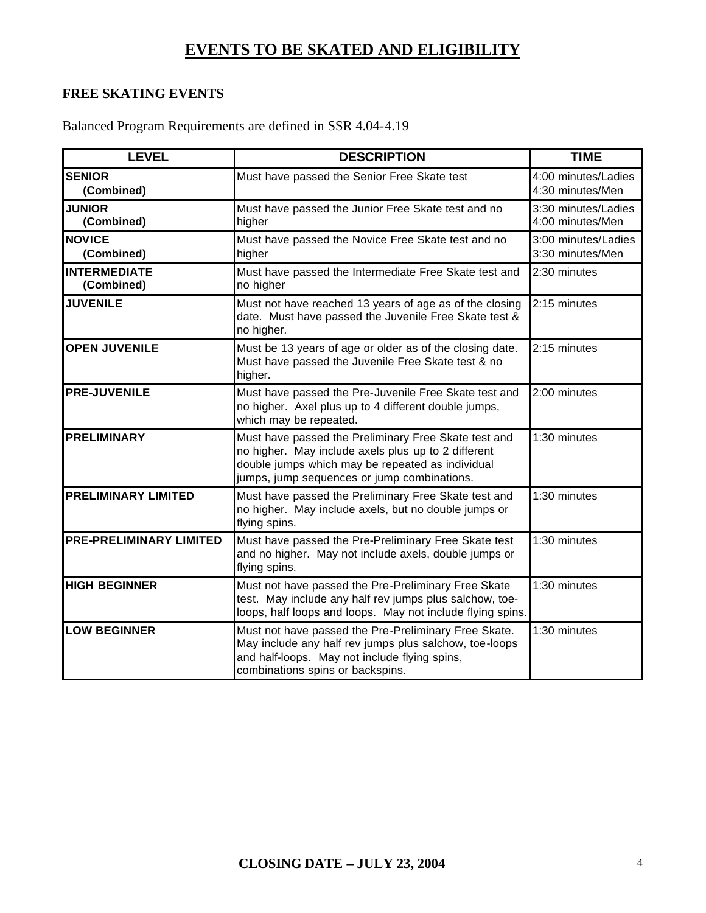# EVENTS TO BE SKATED AND ELIGIBILITY

## FREE SKATING EVENTS

Balanced Program Requirements are defined in SSR 4.04-4.19

| LEVEL | DESCRIPTION | TIME |
|---|---|---|
| **SENIOR (Combined)** | Must have passed the Senior Free Skate test | 4:00 minutes/Ladies<br>4:30 minutes/Men |
| **JUNIOR (Combined)** | Must have passed the Junior Free Skate test and no higher | 3:30 minutes/Ladies<br>4:00 minutes/Men |
| **NOVICE (Combined)** | Must have passed the Novice Free Skate test and no higher | 3:00 minutes/Ladies<br>3:30 minutes/Men |
| **INTERMEDIATE (Combined)** | Must have passed the Intermediate Free Skate test and no higher | 2:30 minutes |
| **JUVENILE** | Must not have reached 13 years of age as of the closing date. Must have passed the Juvenile Free Skate test & no higher. | 2:15 minutes |
| **OPEN JUVENILE** | Must be 13 years of age or older as of the closing date. Must have passed the Juvenile Free Skate test & no higher. | 2:15 minutes |
| **PRE-JUVENILE** | Must have passed the Pre-Juvenile Free Skate test and no higher. Axel plus up to 4 different double jumps, which may be repeated. | 2:00 minutes |
| **PRELIMINARY** | Must have passed the Preliminary Free Skate test and no higher. May include axels plus up to 2 different double jumps which may be repeated as individual jumps, jump sequences or jump combinations. | 1:30 minutes |
| **PRELIMINARY LIMITED** | Must have passed the Preliminary Free Skate test and no higher. May include axels, but no double jumps or flying spins. | 1:30 minutes |
| **PRE-PRELIMINARY LIMITED** | Must have passed the Pre-Preliminary Free Skate test and no higher. May not include axels, double jumps or flying spins. | 1:30 minutes |
| **HIGH BEGINNER** | Must not have passed the Pre-Preliminary Free Skate test. May include any half rev jumps plus salchow, toe-loops, half loops and loops. May not include flying spins. | 1:30 minutes |
| **LOW BEGINNER** | Must not have passed the Pre-Preliminary Free Skate. May include any half rev jumps plus salchow, toe-loops and half-loops. May not include flying spins, combinations spins or backspins. | 1:30 minutes |

**CLOSING DATE – JULY 23, 2004**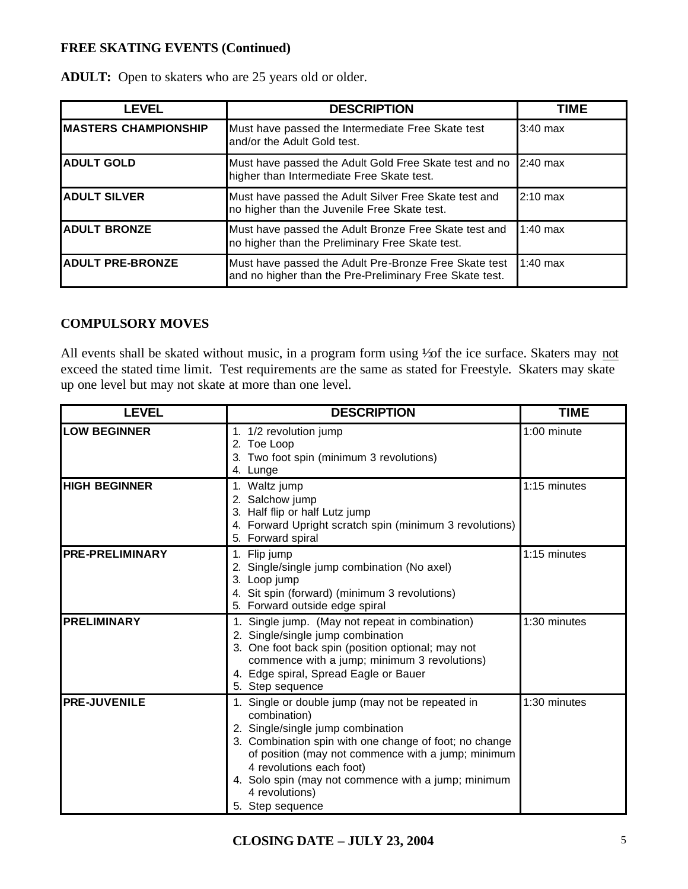**FREE SKATING EVENTS (Continued)**

**ADULT:** Open to skaters who are 25 years old or older.

| LEVEL | DESCRIPTION | TIME |
| --- | --- | --- |
| **MASTERS CHAMPIONSHIP** | Must have passed the Intermediate Free Skate test and/or the Adult Gold test. | 3:40 max |
| **ADULT GOLD** | Must have passed the Adult Gold Free Skate test and no higher than Intermediate Free Skate test. | 2:40 max |
| **ADULT SILVER** | Must have passed the Adult Silver Free Skate test and no higher than the Juvenile Free Skate test. | 2:10 max |
| **ADULT BRONZE** | Must have passed the Adult Bronze Free Skate test and no higher than the Preliminary Free Skate test. | 1:40 max |
| **ADULT PRE-BRONZE** | Must have passed the Adult Pre-Bronze Free Skate test and no higher than the Pre-Preliminary Free Skate test. | 1:40 max |

**COMPULSORY MOVES**

All events shall be skated without music, in a program form using ½ of the ice surface. Skaters may not exceed the stated time limit. Test requirements are the same as stated for Freestyle. Skaters may skate up one level but may not skate at more than one level.

| LEVEL | DESCRIPTION | TIME |
| --- | --- | --- |
| **LOW BEGINNER** | 1. 1/2 revolution jump<br>2. Toe Loop<br>3. Two foot spin (minimum 3 revolutions)<br>4. Lunge | 1:00 minute |
| **HIGH BEGINNER** | 1. Waltz jump<br>2. Salchow jump<br>3. Half flip or half Lutz jump<br>4. Forward Upright scratch spin (minimum 3 revolutions)<br>5. Forward spiral | 1:15 minutes |
| **PRE-PRELIMINARY** | 1. Flip jump<br>2. Single/single jump combination (No axel)<br>3. Loop jump<br>4. Sit spin (forward) (minimum 3 revolutions)<br>5. Forward outside edge spiral | 1:15 minutes |
| **PRELIMINARY** | 1. Single jump. (May not repeat in combination)<br>2. Single/single jump combination<br>3. One foot back spin (position optional; may not commence with a jump; minimum 3 revolutions)<br>4. Edge spiral, Spread Eagle or Bauer<br>5. Step sequence | 1:30 minutes |
| **PRE-JUVENILE** | 1. Single or double jump (may not be repeated in combination)<br>2. Single/single jump combination<br>3. Combination spin with one change of foot; no change of position (may not commence with a jump; minimum 4 revolutions each foot)<br>4. Solo spin (may not commence with a jump; minimum 4 revolutions)<br>5. Step sequence | 1:30 minutes |

**CLOSING DATE – JULY 23, 2004**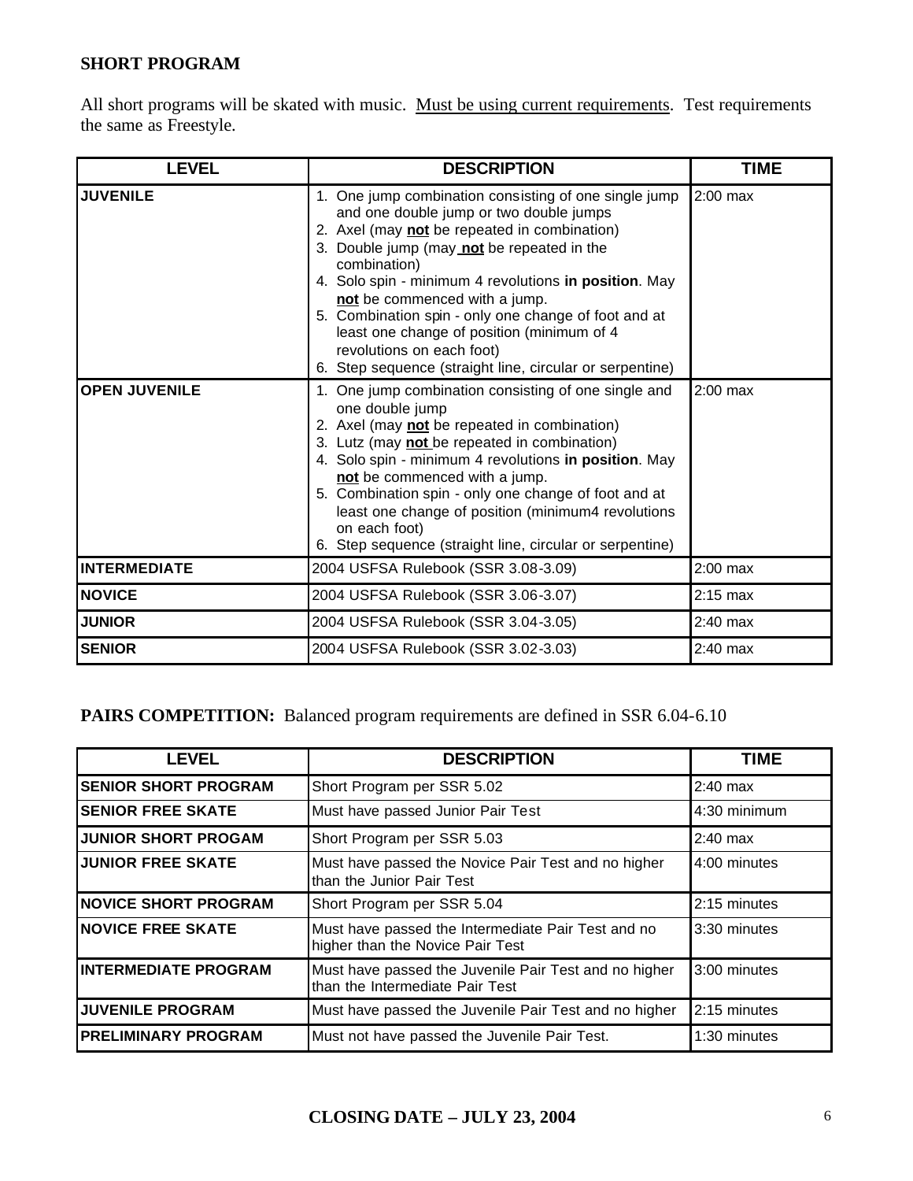## SHORT PROGRAM

All short programs will be skated with music. Must be using current requirements. Test requirements the same as Freestyle.

| LEVEL | DESCRIPTION | TIME |
|---|---|---|
| **JUVENILE** | 1. One jump combination consisting of one single jump and one double jump or two double jumps<br>2. Axel (may **not** be repeated in combination)<br>3. Double jump (may **not** be repeated in the combination)<br>4. Solo spin - minimum 4 revolutions **in position**. May **not** be commenced with a jump.<br>5. Combination spin - only one change of foot and at least one change of position (minimum of 4 revolutions on each foot)<br>6. Step sequence (straight line, circular or serpentine) | 2:00 max |
| **OPEN JUVENILE** | 1. One jump combination consisting of one single and one double jump<br>2. Axel (may **not** be repeated in combination)<br>3. Lutz (may **not** be repeated in combination)<br>4. Solo spin - minimum 4 revolutions **in position**. May **not** be commenced with a jump.<br>5. Combination spin - only one change of foot and at least one change of position (minimum4 revolutions on each foot)<br>6. Step sequence (straight line, circular or serpentine) | 2:00 max |
| **INTERMEDIATE** | 2004 USFSA Rulebook (SSR 3.08-3.09) | 2:00 max |
| **NOVICE** | 2004 USFSA Rulebook (SSR 3.06-3.07) | 2:15 max |
| **JUNIOR** | 2004 USFSA Rulebook (SSR 3.04-3.05) | 2:40 max |
| **SENIOR** | 2004 USFSA Rulebook (SSR 3.02-3.03) | 2:40 max |

**PAIRS COMPETITION:** Balanced program requirements are defined in SSR 6.04-6.10

| LEVEL | DESCRIPTION | TIME |
|---|---|---|
| **SENIOR SHORT PROGRAM** | Short Program per SSR 5.02 | 2:40 max |
| **SENIOR FREE SKATE** | Must have passed Junior Pair Test | 4:30 minimum |
| **JUNIOR SHORT PROGAM** | Short Program per SSR 5.03 | 2:40 max |
| **JUNIOR FREE SKATE** | Must have passed the Novice Pair Test and no higher than the Junior Pair Test | 4:00 minutes |
| **NOVICE SHORT PROGRAM** | Short Program per SSR 5.04 | 2:15 minutes |
| **NOVICE FREE SKATE** | Must have passed the Intermediate Pair Test and no higher than the Novice Pair Test | 3:30 minutes |
| **INTERMEDIATE PROGRAM** | Must have passed the Juvenile Pair Test and no higher than the Intermediate Pair Test | 3:00 minutes |
| **JUVENILE PROGRAM** | Must have passed the Juvenile Pair Test and no higher | 2:15 minutes |
| **PRELIMINARY PROGRAM** | Must not have passed the Juvenile Pair Test. | 1:30 minutes |

**CLOSING DATE – JULY 23, 2004**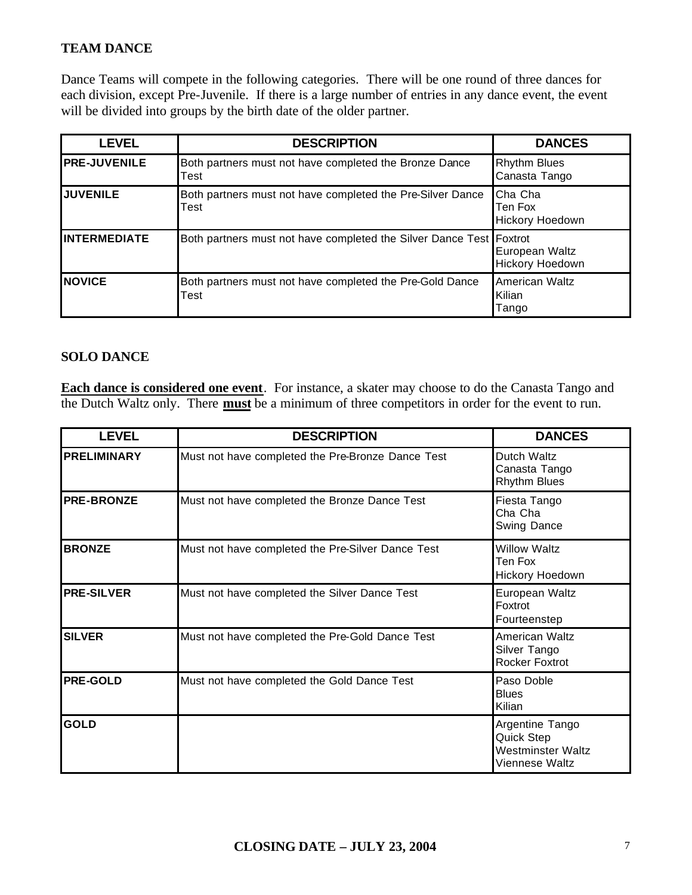## TEAM DANCE

Dance Teams will compete in the following categories. There will be one round of three dances for each division, except Pre-Juvenile. If there is a large number of entries in any dance event, the event will be divided into groups by the birth date of the older partner.

| LEVEL | DESCRIPTION | DANCES |
|---|---|---|
| **PRE-JUVENILE** | Both partners must not have completed the Bronze Dance Test | Rhythm Blues<br>Canasta Tango |
| **JUVENILE** | Both partners must not have completed the Pre-Silver Dance Test | Cha Cha<br>Ten Fox<br>Hickory Hoedown |
| **INTERMEDIATE** | Both partners must not have completed the Silver Dance Test | Foxtrot<br>European Waltz<br>Hickory Hoedown |
| **NOVICE** | Both partners must not have completed the Pre-Gold Dance Test | American Waltz<br>Kilian<br>Tango |

## SOLO DANCE

**<u>Each dance is considered one event</u>**. For instance, a skater may choose to do the Canasta Tango and the Dutch Waltz only. There **<u>must</u>** be a minimum of three competitors in order for the event to run.

| LEVEL | DESCRIPTION | DANCES |
|---|---|---|
| **PRELIMINARY** | Must not have completed the Pre-Bronze Dance Test | Dutch Waltz<br>Canasta Tango<br>Rhythm Blues |
| **PRE-BRONZE** | Must not have completed the Bronze Dance Test | Fiesta Tango<br>Cha Cha<br>Swing Dance |
| **BRONZE** | Must not have completed the Pre-Silver Dance Test | Willow Waltz<br>Ten Fox<br>Hickory Hoedown |
| **PRE-SILVER** | Must not have completed the Silver Dance Test | European Waltz<br>Foxtrot<br>Fourteenstep |
| **SILVER** | Must not have completed the Pre-Gold Dance Test | American Waltz<br>Silver Tango<br>Rocker Foxtrot |
| **PRE-GOLD** | Must not have completed the Gold Dance Test | Paso Doble<br>Blues<br>Kilian |
| **GOLD** | | Argentine Tango<br>Quick Step<br>Westminster Waltz<br>Viennese Waltz |

**CLOSING DATE – JULY 23, 2004**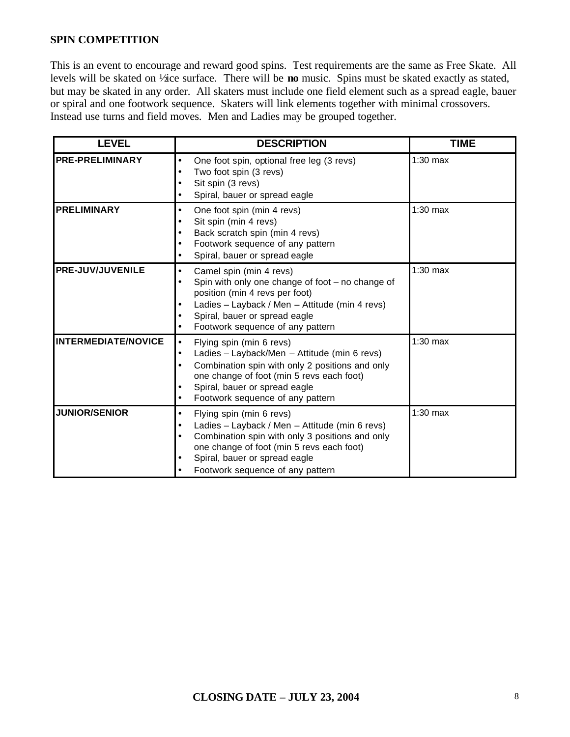## SPIN COMPETITION

This is an event to encourage and reward good spins. Test requirements are the same as Free Skate. All levels will be skated on ½ice surface. There will be **no** music. Spins must be skated exactly as stated, but may be skated in any order. All skaters must include one field element such as a spread eagle, bauer or spiral and one footwork sequence. Skaters will link elements together with minimal crossovers. Instead use turns and field moves. Men and Ladies may be grouped together.

| LEVEL | DESCRIPTION | TIME |
|---|---|---|
| **PRE-PRELIMINARY** | • One foot spin, optional free leg (3 revs)<br>• Two foot spin (3 revs)<br>• Sit spin (3 revs)<br>• Spiral, bauer or spread eagle | 1:30 max |
| **PRELIMINARY** | • One foot spin (min 4 revs)<br>• Sit spin (min 4 revs)<br>• Back scratch spin (min 4 revs)<br>• Footwork sequence of any pattern<br>• Spiral, bauer or spread eagle | 1:30 max |
| **PRE-JUV/JUVENILE** | • Camel spin (min 4 revs)<br>• Spin with only one change of foot – no change of position (min 4 revs per foot)<br>• Ladies – Layback / Men – Attitude (min 4 revs)<br>• Spiral, bauer or spread eagle<br>• Footwork sequence of any pattern | 1:30 max |
| **INTERMEDIATE/NOVICE** | • Flying spin (min 6 revs)<br>• Ladies – Layback/Men – Attitude (min 6 revs)<br>• Combination spin with only 2 positions and only one change of foot (min 5 revs each foot)<br>• Spiral, bauer or spread eagle<br>• Footwork sequence of any pattern | 1:30 max |
| **JUNIOR/SENIOR** | • Flying spin (min 6 revs)<br>• Ladies – Layback / Men – Attitude (min 6 revs)<br>• Combination spin with only 3 positions and only one change of foot (min 5 revs each foot)<br>• Spiral, bauer or spread eagle<br>• Footwork sequence of any pattern | 1:30 max |

**CLOSING DATE – JULY 23, 2004**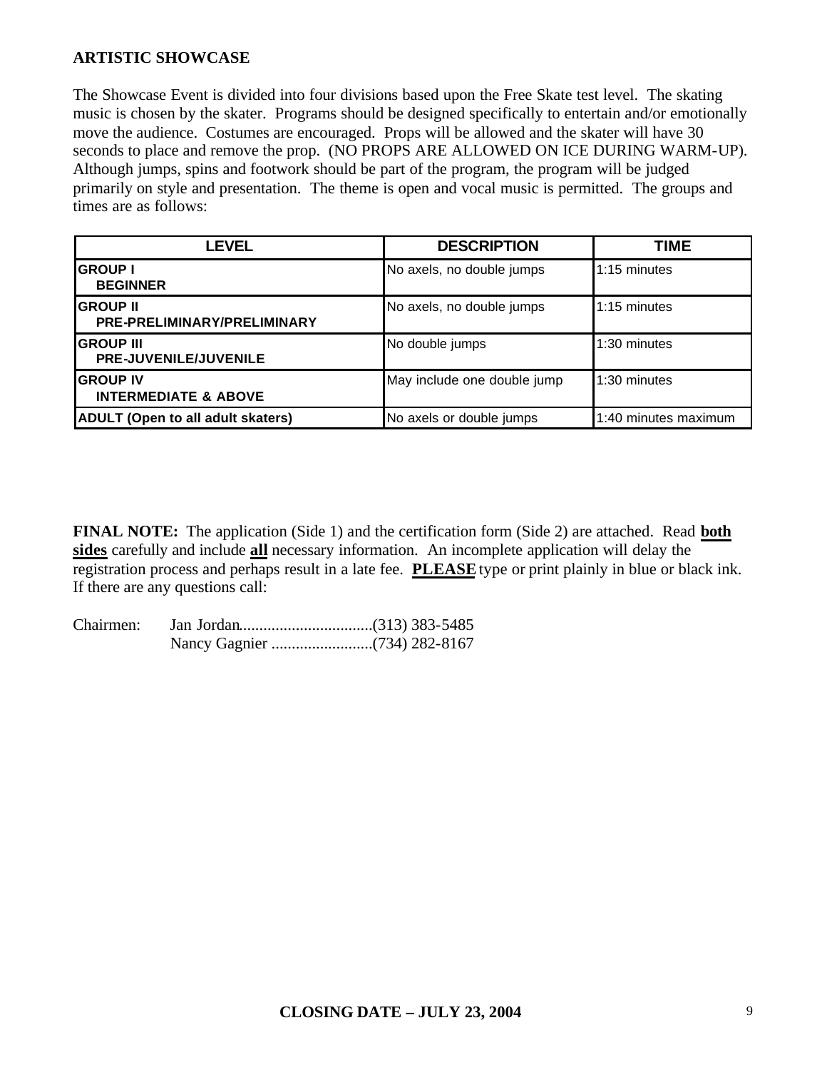## ARTISTIC SHOWCASE

The Showcase Event is divided into four divisions based upon the Free Skate test level. The skating music is chosen by the skater. Programs should be designed specifically to entertain and/or emotionally move the audience. Costumes are encouraged. Props will be allowed and the skater will have 30 seconds to place and remove the prop. (NO PROPS ARE ALLOWED ON ICE DURING WARM-UP). Although jumps, spins and footwork should be part of the program, the program will be judged primarily on style and presentation. The theme is open and vocal music is permitted. The groups and times are as follows:

| LEVEL | DESCRIPTION | TIME |
|---|---|---|
| **GROUP I** **BEGINNER** | No axels, no double jumps | 1:15 minutes |
| **GROUP II** **PRE-PRELIMINARY/PRELIMINARY** | No axels, no double jumps | 1:15 minutes |
| **GROUP III** **PRE-JUVENILE/JUVENILE** | No double jumps | 1:30 minutes |
| **GROUP IV** **INTERMEDIATE & ABOVE** | May include one double jump | 1:30 minutes |
| **ADULT (Open to all adult skaters)** | No axels or double jumps | 1:40 minutes maximum |

**FINAL NOTE:** The application (Side 1) and the certification form (Side 2) are attached. Read **both sides** carefully and include **all** necessary information. An incomplete application will delay the registration process and perhaps result in a late fee. **PLEASE** type or print plainly in blue or black ink. If there are any questions call:

Chairmen: Jan Jordan.................................(313) 383-5485
Nancy Gagnier .........................(734) 282-8167

**CLOSING DATE – JULY 23, 2004**